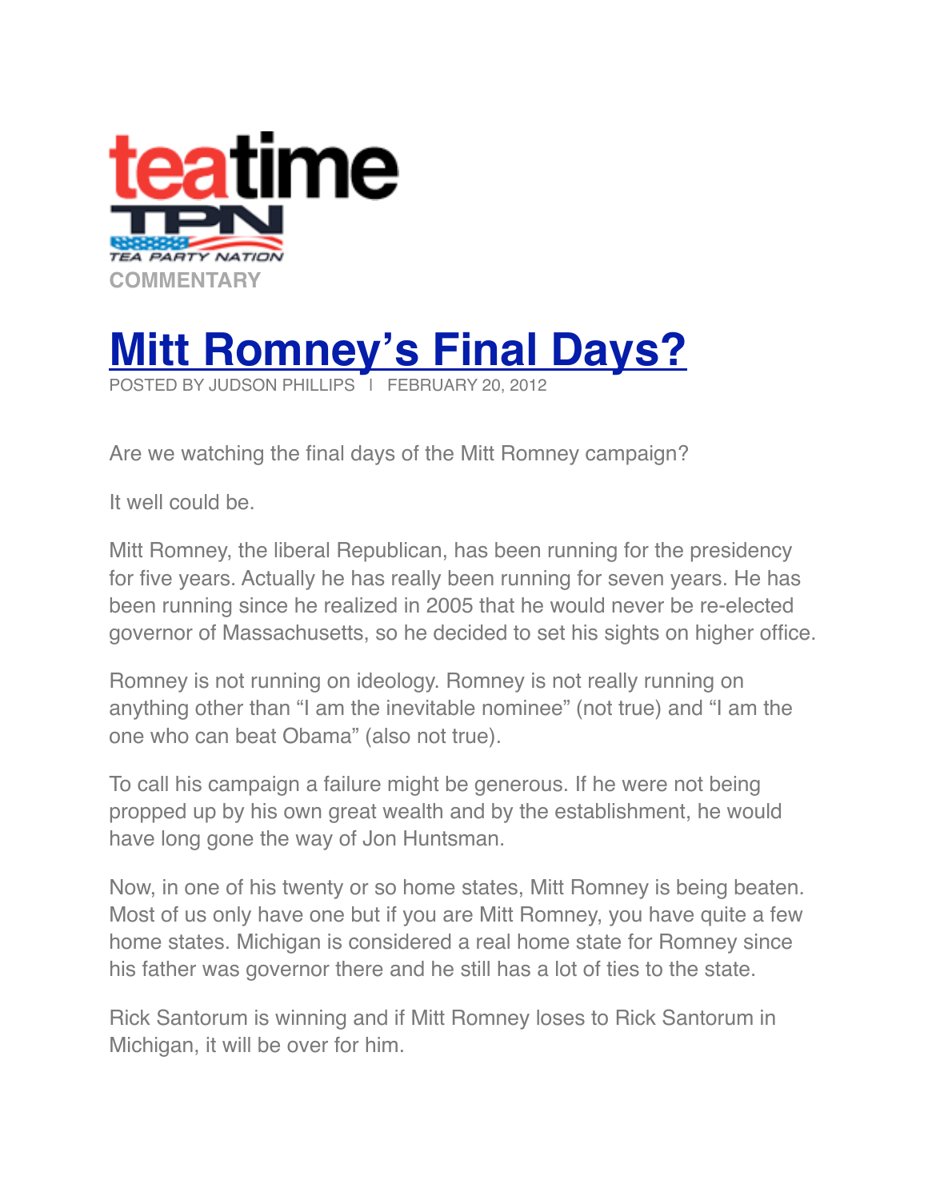teatime

TPN

TEA PARTY NATION

COMMENTARY

# [Mitt Romney's Final Days?]

POSTED BY JUDSON PHILLIPS | FEBRUARY 20, 2012

Are we watching the final days of the Mitt Romney campaign?

It well could be.

Mitt Romney, the liberal Republican, has been running for the presidency for five years. Actually he has really been running for seven years. He has been running since he realized in 2005 that he would never be re-elected governor of Massachusetts, so he decided to set his sights on higher office.

Romney is not running on ideology. Romney is not really running on anything other than "I am the inevitable nominee" (not true) and "I am the one who can beat Obama" (also not true).

To call his campaign a failure might be generous. If he were not being propped up by his own great wealth and by the establishment, he would have long gone the way of Jon Huntsman.

Now, in one of his twenty or so home states, Mitt Romney is being beaten. Most of us only have one but if you are Mitt Romney, you have quite a few home states. Michigan is considered a real home state for Romney since his father was governor there and he still has a lot of ties to the state.

Rick Santorum is winning and if Mitt Romney loses to Rick Santorum in Michigan, it will be over for him.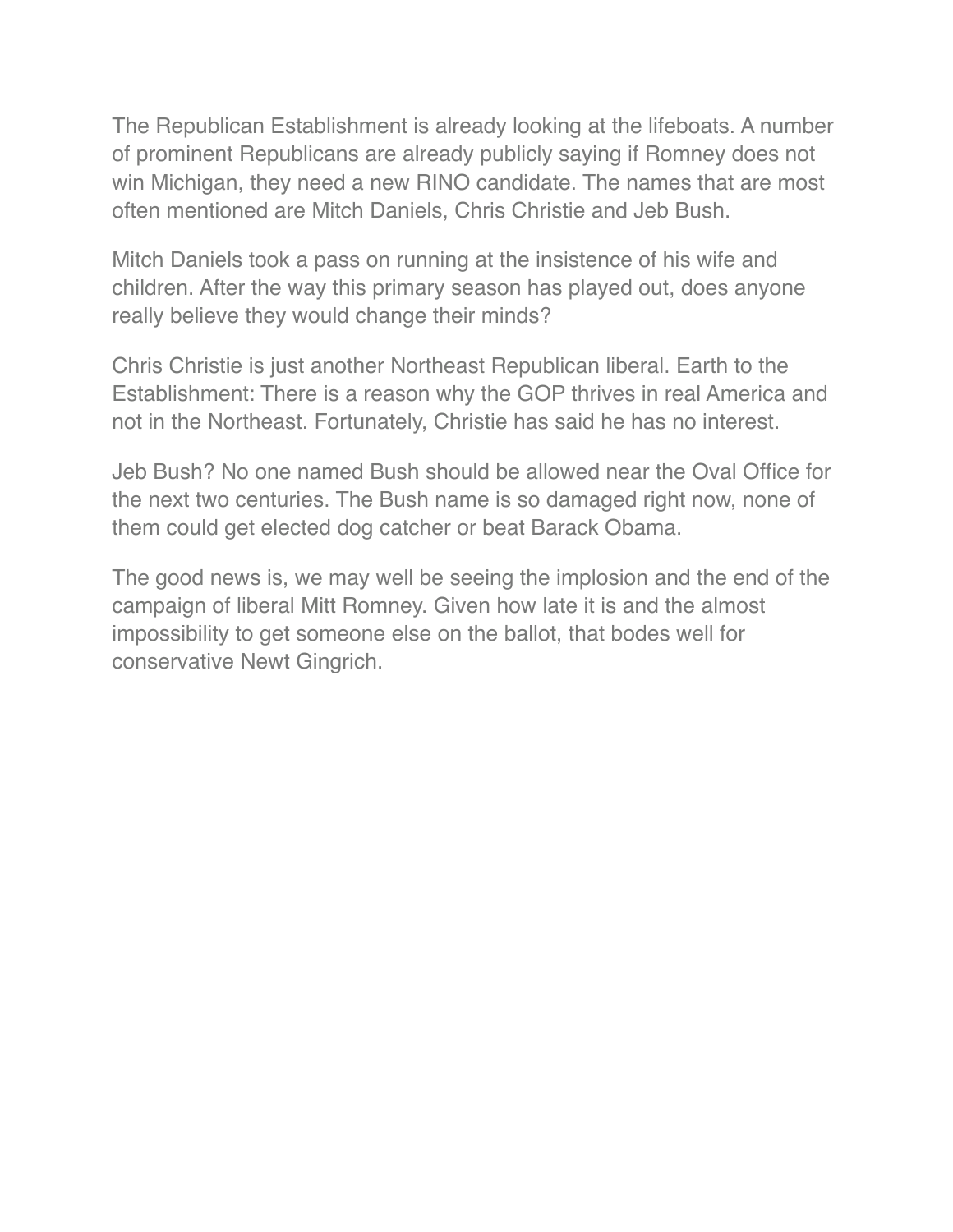The Republican Establishment is already looking at the lifeboats. A number of prominent Republicans are already publicly saying if Romney does not win Michigan, they need a new RINO candidate. The names that are most often mentioned are Mitch Daniels, Chris Christie and Jeb Bush.

Mitch Daniels took a pass on running at the insistence of his wife and children. After the way this primary season has played out, does anyone really believe they would change their minds?

Chris Christie is just another Northeast Republican liberal. Earth to the Establishment: There is a reason why the GOP thrives in real America and not in the Northeast. Fortunately, Christie has said he has no interest.

Jeb Bush? No one named Bush should be allowed near the Oval Office for the next two centuries. The Bush name is so damaged right now, none of them could get elected dog catcher or beat Barack Obama.

The good news is, we may well be seeing the implosion and the end of the campaign of liberal Mitt Romney. Given how late it is and the almost impossibility to get someone else on the ballot, that bodes well for conservative Newt Gingrich.